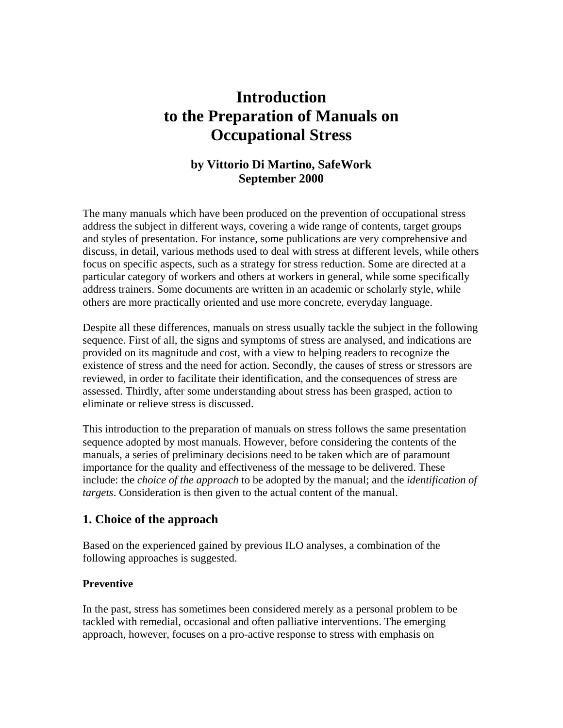# Introduction to the Preparation of Manuals on Occupational Stress

**by Vittorio Di Martino, SafeWork**
**September 2000**

The many manuals which have been produced on the prevention of occupational stress address the subject in different ways, covering a wide range of contents, target groups and styles of presentation. For instance, some publications are very comprehensive and discuss, in detail, various methods used to deal with stress at different levels, while others focus on specific aspects, such as a strategy for stress reduction. Some are directed at a particular category of workers and others at workers in general, while some specifically address trainers. Some documents are written in an academic or scholarly style, while others are more practically oriented and use more concrete, everyday language.

Despite all these differences, manuals on stress usually tackle the subject in the following sequence. First of all, the signs and symptoms of stress are analysed, and indications are provided on its magnitude and cost, with a view to helping readers to recognize the existence of stress and the need for action. Secondly, the causes of stress or stressors are reviewed, in order to facilitate their identification, and the consequences of stress are assessed. Thirdly, after some understanding about stress has been grasped, action to eliminate or relieve stress is discussed.

This introduction to the preparation of manuals on stress follows the same presentation sequence adopted by most manuals. However, before considering the contents of the manuals, a series of preliminary decisions need to be taken which are of paramount importance for the quality and effectiveness of the message to be delivered. These include: the *choice of the approach* to be adopted by the manual; and the *identification of targets*. Consideration is then given to the actual content of the manual.

## 1. Choice of the approach

Based on the experienced gained by previous ILO analyses, a combination of the following approaches is suggested.

### Preventive

In the past, stress has sometimes been considered merely as a personal problem to be tackled with remedial, occasional and often palliative interventions. The emerging approach, however, focuses on a pro-active response to stress with emphasis on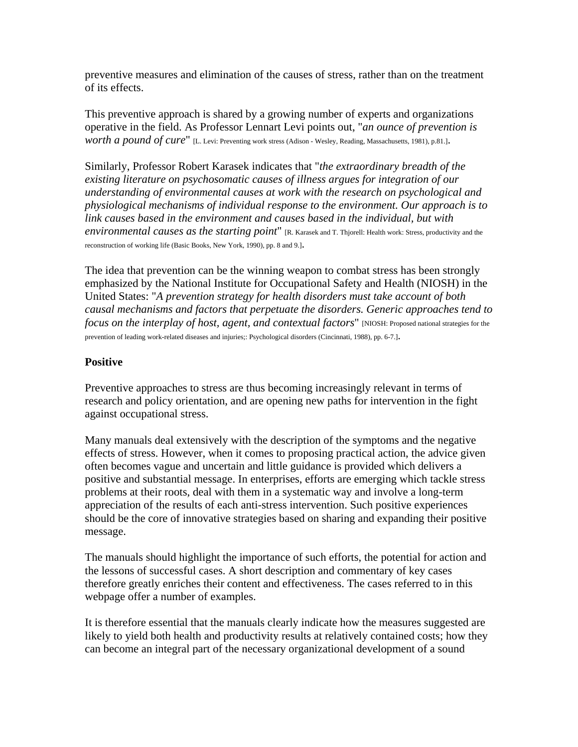preventive measures and elimination of the causes of stress, rather than on the treatment of its effects.

This preventive approach is shared by a growing number of experts and organizations operative in the field. As Professor Lennart Levi points out, "*an ounce of prevention is worth a pound of cure*" [L. Levi: Preventing work stress (Adison - Wesley, Reading, Massachusetts, 1981), p.81.].

Similarly, Professor Robert Karasek indicates that "*the extraordinary breadth of the existing literature on psychosomatic causes of illness argues for integration of our understanding of environmental causes at work with the research on psychological and physiological mechanisms of individual response to the environment. Our approach is to link causes based in the environment and causes based in the individual, but with environmental causes as the starting point*" [R. Karasek and T. Thjorell: Health work: Stress, productivity and the reconstruction of working life (Basic Books, New York, 1990), pp. 8 and 9.].

The idea that prevention can be the winning weapon to combat stress has been strongly emphasized by the National Institute for Occupational Safety and Health (NIOSH) in the United States: "*A prevention strategy for health disorders must take account of both causal mechanisms and factors that perpetuate the disorders. Generic approaches tend to focus on the interplay of host, agent, and contextual factors*" [NIOSH: Proposed national strategies for the prevention of leading work-related diseases and injuries;: Psychological disorders (Cincinnati, 1988), pp. 6-7.].

### Positive

Preventive approaches to stress are thus becoming increasingly relevant in terms of research and policy orientation, and are opening new paths for intervention in the fight against occupational stress.

Many manuals deal extensively with the description of the symptoms and the negative effects of stress. However, when it comes to proposing practical action, the advice given often becomes vague and uncertain and little guidance is provided which delivers a positive and substantial message. In enterprises, efforts are emerging which tackle stress problems at their roots, deal with them in a systematic way and involve a long-term appreciation of the results of each anti-stress intervention. Such positive experiences should be the core of innovative strategies based on sharing and expanding their positive message.

The manuals should highlight the importance of such efforts, the potential for action and the lessons of successful cases. A short description and commentary of key cases therefore greatly enriches their content and effectiveness. The cases referred to in this webpage offer a number of examples.

It is therefore essential that the manuals clearly indicate how the measures suggested are likely to yield both health and productivity results at relatively contained costs; how they can become an integral part of the necessary organizational development of a sound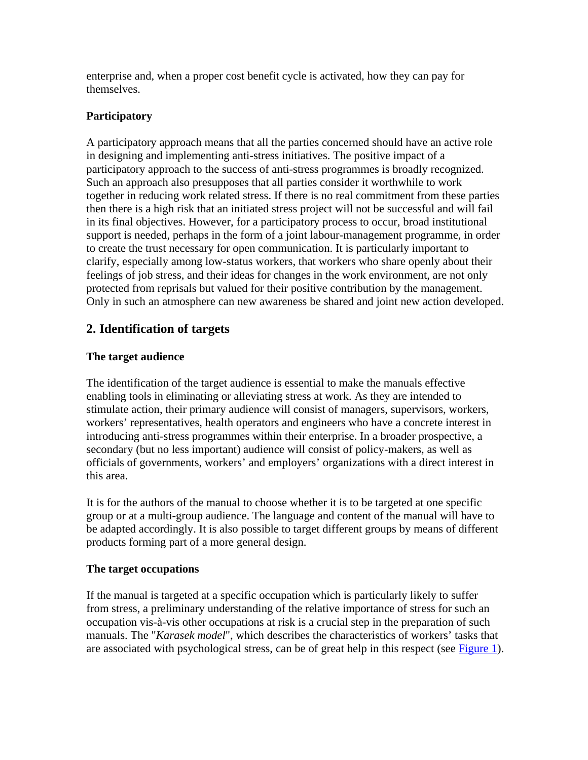enterprise and, when a proper cost benefit cycle is activated, how they can pay for themselves.

**Participatory**

A participatory approach means that all the parties concerned should have an active role in designing and implementing anti-stress initiatives. The positive impact of a participatory approach to the success of anti-stress programmes is broadly recognized. Such an approach also presupposes that all parties consider it worthwhile to work together in reducing work related stress. If there is no real commitment from these parties then there is a high risk that an initiated stress project will not be successful and will fail in its final objectives. However, for a participatory process to occur, broad institutional support is needed, perhaps in the form of a joint labour-management programme, in order to create the trust necessary for open communication. It is particularly important to clarify, especially among low-status workers, that workers who share openly about their feelings of job stress, and their ideas for changes in the work environment, are not only protected from reprisals but valued for their positive contribution by the management. Only in such an atmosphere can new awareness be shared and joint new action developed.

## 2. Identification of targets

**The target audience**

The identification of the target audience is essential to make the manuals effective enabling tools in eliminating or alleviating stress at work. As they are intended to stimulate action, their primary audience will consist of managers, supervisors, workers, workers' representatives, health operators and engineers who have a concrete interest in introducing anti-stress programmes within their enterprise. In a broader prospective, a secondary (but no less important) audience will consist of policy-makers, as well as officials of governments, workers' and employers' organizations with a direct interest in this area.

It is for the authors of the manual to choose whether it is to be targeted at one specific group or at a multi-group audience. The language and content of the manual will have to be adapted accordingly. It is also possible to target different groups by means of different products forming part of a more general design.

**The target occupations**

If the manual is targeted at a specific occupation which is particularly likely to suffer from stress, a preliminary understanding of the relative importance of stress for such an occupation vis-à-vis other occupations at risk is a crucial step in the preparation of such manuals. The "*Karasek model*", which describes the characteristics of workers' tasks that are associated with psychological stress, can be of great help in this respect (see Figure 1).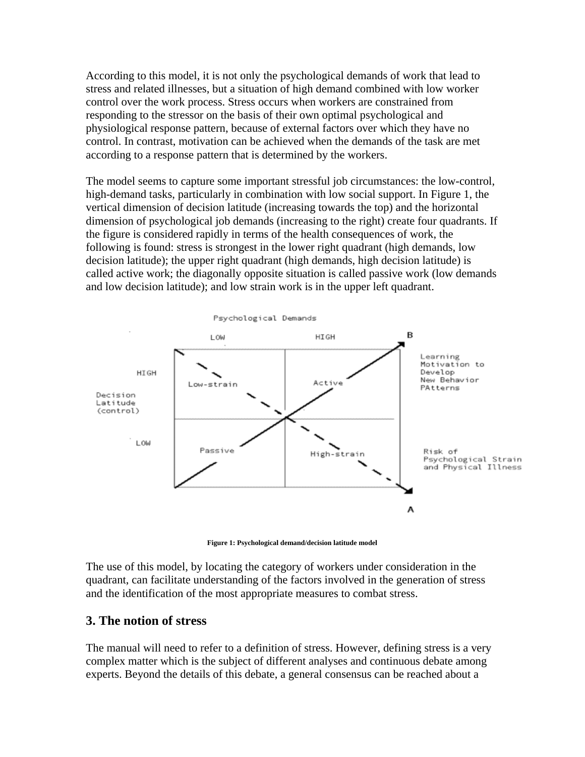According to this model, it is not only the psychological demands of work that lead to stress and related illnesses, but a situation of high demand combined with low worker control over the work process. Stress occurs when workers are constrained from responding to the stressor on the basis of their own optimal psychological and physiological response pattern, because of external factors over which they have no control. In contrast, motivation can be achieved when the demands of the task are met according to a response pattern that is determined by the workers.

The model seems to capture some important stressful job circumstances: the low-control, high-demand tasks, particularly in combination with low social support. In Figure 1, the vertical dimension of decision latitude (increasing towards the top) and the horizontal dimension of psychological job demands (increasing to the right) create four quadrants. If the figure is considered rapidly in terms of the health consequences of work, the following is found: stress is strongest in the lower right quadrant (high demands, low decision latitude); the upper right quadrant (high demands, high decision latitude) is called active work; the diagonally opposite situation is called passive work (low demands and low decision latitude); and low strain work is in the upper left quadrant.

**Figure 1: Psychological demand/decision latitude model**

The use of this model, by locating the category of workers under consideration in the quadrant, can facilitate understanding of the factors involved in the generation of stress and the identification of the most appropriate measures to combat stress.

## 3. The notion of stress

The manual will need to refer to a definition of stress. However, defining stress is a very complex matter which is the subject of different analyses and continuous debate among experts. Beyond the details of this debate, a general consensus can be reached about a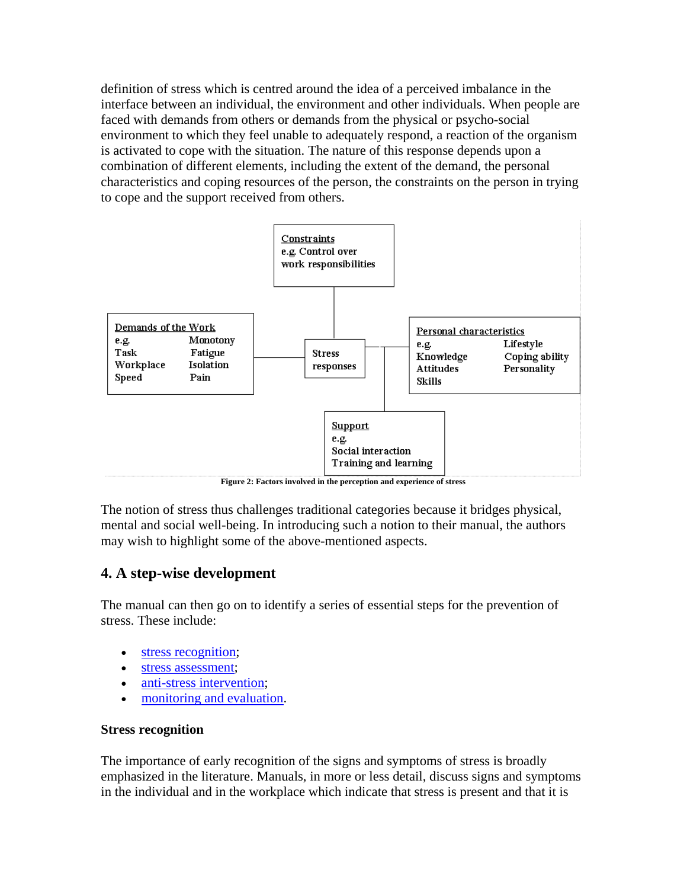definition of stress which is centred around the idea of a perceived imbalance in the interface between an individual, the environment and other individuals. When people are faced with demands from others or demands from the physical or psycho-social environment to which they feel unable to adequately respond, a reaction of the organism is activated to cope with the situation. The nature of this response depends upon a combination of different elements, including the extent of the demand, the personal characteristics and coping resources of the person, the constraints on the person in trying to cope and the support received from others.

Constraints
e.g. Control over work responsibilities

Demands of the Work
e.g. Task, Workplace, Speed, Monotony, Fatigue, Isolation, Pain

Stress responses

Personal characteristics
e.g. Knowledge, Attitudes, Skills, Lifestyle, Coping ability, Personality

Support
e.g. Social interaction, Training and learning

**Figure 2: Factors involved in the perception and experience of stress**

The notion of stress thus challenges traditional categories because it bridges physical, mental and social well-being. In introducing such a notion to their manual, the authors may wish to highlight some of the above-mentioned aspects.

## 4. A step-wise development

The manual can then go on to identify a series of essential steps for the prevention of stress. These include:

- stress recognition;
- stress assessment;
- anti-stress intervention;
- monitoring and evaluation.

### Stress recognition

The importance of early recognition of the signs and symptoms of stress is broadly emphasized in the literature. Manuals, in more or less detail, discuss signs and symptoms in the individual and in the workplace which indicate that stress is present and that it is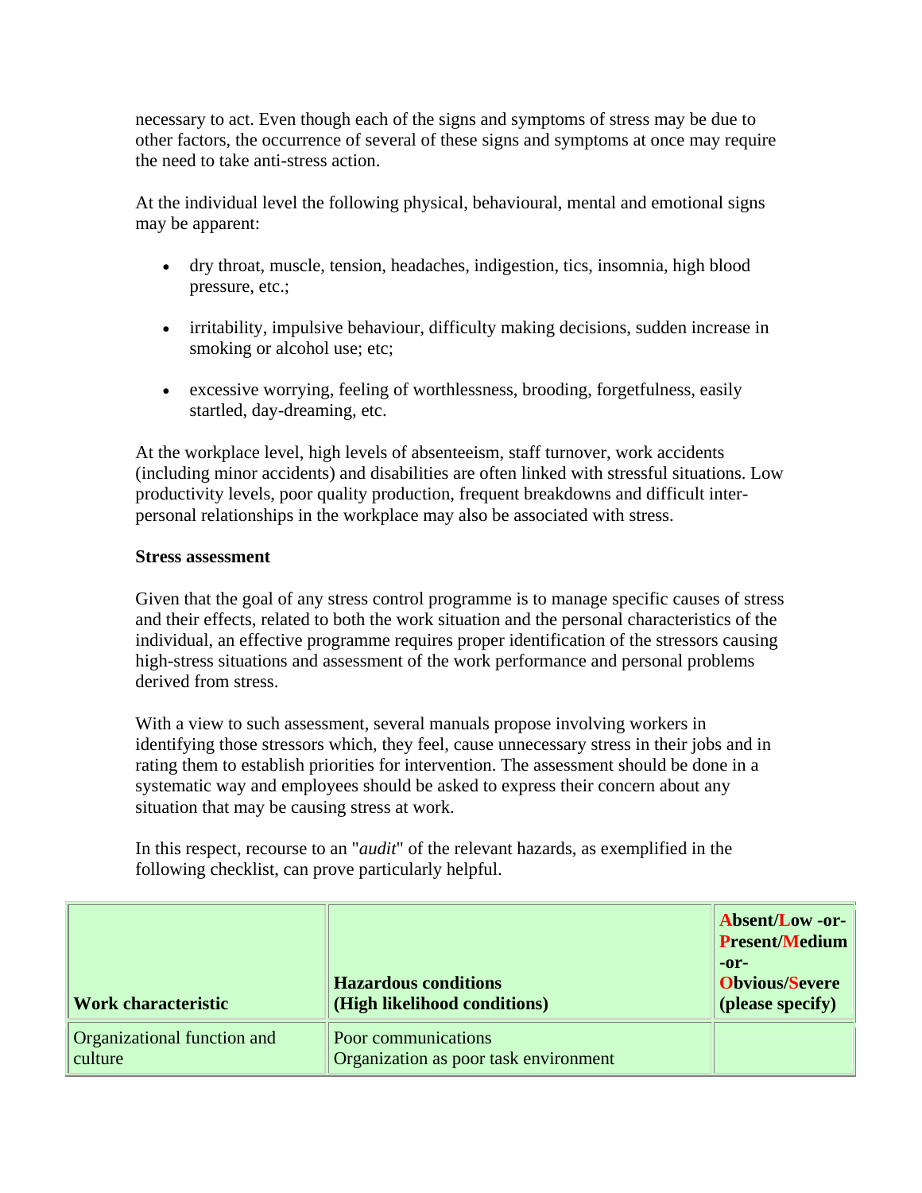necessary to act. Even though each of the signs and symptoms of stress may be due to other factors, the occurrence of several of these signs and symptoms at once may require the need to take anti-stress action.

At the individual level the following physical, behavioural, mental and emotional signs may be apparent:

- dry throat, muscle, tension, headaches, indigestion, tics, insomnia, high blood pressure, etc.;
- irritability, impulsive behaviour, difficulty making decisions, sudden increase in smoking or alcohol use; etc;
- excessive worrying, feeling of worthlessness, brooding, forgetfulness, easily startled, day-dreaming, etc.

At the workplace level, high levels of absenteeism, staff turnover, work accidents (including minor accidents) and disabilities are often linked with stressful situations. Low productivity levels, poor quality production, frequent breakdowns and difficult inter-personal relationships in the workplace may also be associated with stress.

**Stress assessment**

Given that the goal of any stress control programme is to manage specific causes of stress and their effects, related to both the work situation and the personal characteristics of the individual, an effective programme requires proper identification of the stressors causing high-stress situations and assessment of the work performance and personal problems derived from stress.

With a view to such assessment, several manuals propose involving workers in identifying those stressors which, they feel, cause unnecessary stress in their jobs and in rating them to establish priorities for intervention. The assessment should be done in a systematic way and employees should be asked to express their concern about any situation that may be causing stress at work.

In this respect, recourse to an "*audit*" of the relevant hazards, as exemplified in the following checklist, can prove particularly helpful.

| **Work characteristic** | **Hazardous conditions (High likelihood conditions)** | **Absent/Low -or- Present/Medium -or- Obvious/Severe (please specify)** |
|---|---|---|
| Organizational function and culture | Poor communications<br>Organization as poor task environment | |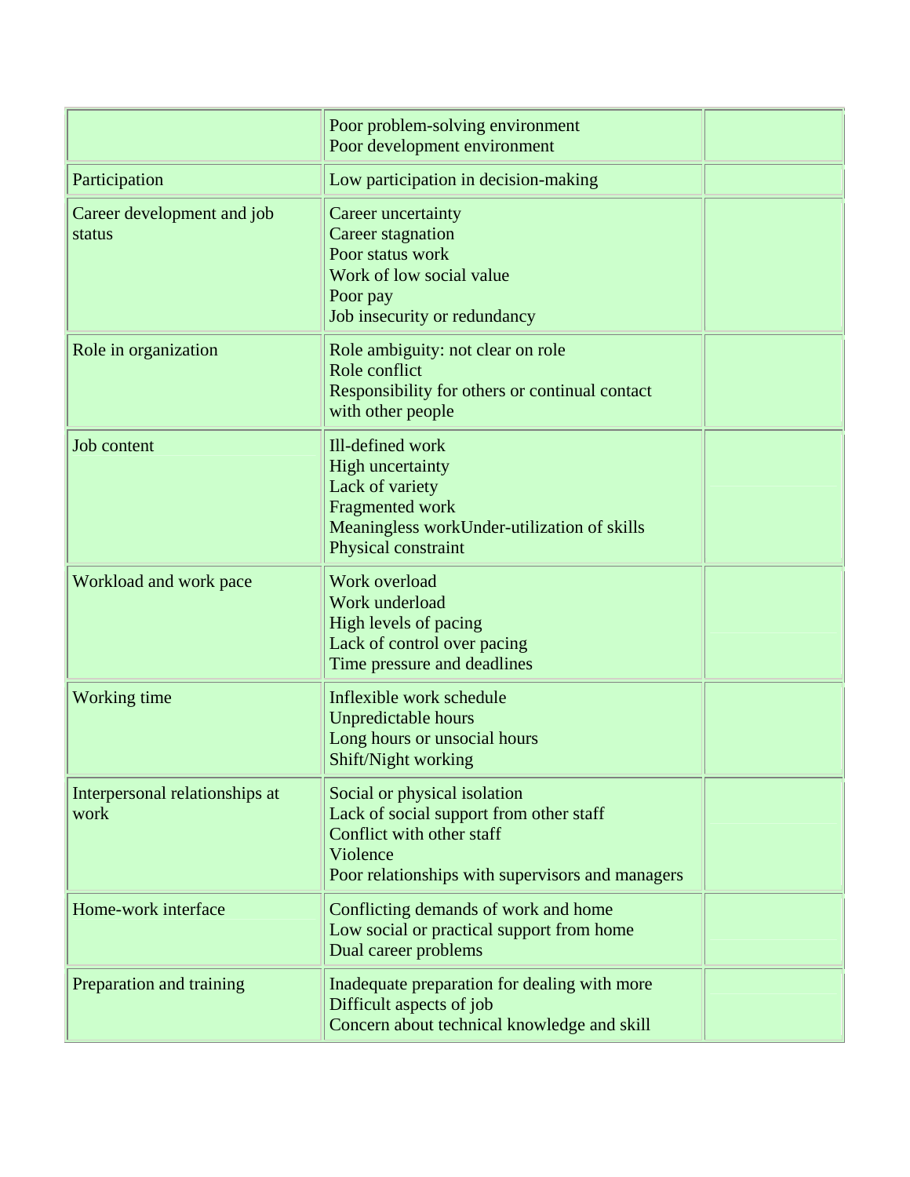| | | |
|---|---|---|
| | Poor problem-solving environment<br>Poor development environment | |
| Participation | Low participation in decision-making | |
| Career development and job status | Career uncertainty<br>Career stagnation<br>Poor status work<br>Work of low social value<br>Poor pay<br>Job insecurity or redundancy | |
| Role in organization | Role ambiguity: not clear on role<br>Role conflict<br>Responsibility for others or continual contact with other people | |
| Job content | Ill-defined work<br>High uncertainty<br>Lack of variety<br>Fragmented work<br>Meaningless workUnder-utilization of skills<br>Physical constraint | |
| Workload and work pace | Work overload<br>Work underload<br>High levels of pacing<br>Lack of control over pacing<br>Time pressure and deadlines | |
| Working time | Inflexible work schedule<br>Unpredictable hours<br>Long hours or unsocial hours<br>Shift/Night working | |
| Interpersonal relationships at work | Social or physical isolation<br>Lack of social support from other staff<br>Conflict with other staff<br>Violence<br>Poor relationships with supervisors and managers | |
| Home-work interface | Conflicting demands of work and home<br>Low social or practical support from home<br>Dual career problems | |
| Preparation and training | Inadequate preparation for dealing with more<br>Difficult aspects of job<br>Concern about technical knowledge and skill | |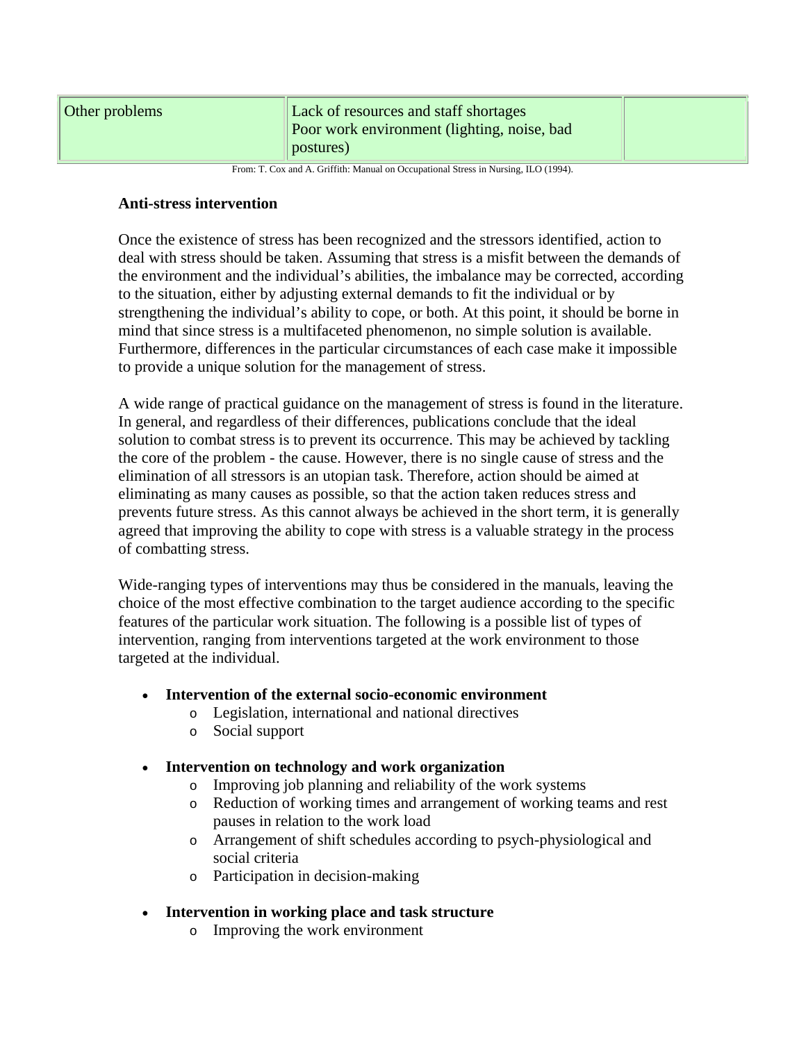| Other problems | Lack of resources and staff shortages<br>Poor work environment (lighting, noise, bad postures) | |
|---|---|---|

From: T. Cox and A. Griffith: Manual on Occupational Stress in Nursing, ILO (1994).

**Anti-stress intervention**

Once the existence of stress has been recognized and the stressors identified, action to deal with stress should be taken. Assuming that stress is a misfit between the demands of the environment and the individual's abilities, the imbalance may be corrected, according to the situation, either by adjusting external demands to fit the individual or by strengthening the individual's ability to cope, or both. At this point, it should be borne in mind that since stress is a multifaceted phenomenon, no simple solution is available. Furthermore, differences in the particular circumstances of each case make it impossible to provide a unique solution for the management of stress.

A wide range of practical guidance on the management of stress is found in the literature. In general, and regardless of their differences, publications conclude that the ideal solution to combat stress is to prevent its occurrence. This may be achieved by tackling the core of the problem - the cause. However, there is no single cause of stress and the elimination of all stressors is an utopian task. Therefore, action should be aimed at eliminating as many causes as possible, so that the action taken reduces stress and prevents future stress. As this cannot always be achieved in the short term, it is generally agreed that improving the ability to cope with stress is a valuable strategy in the process of combatting stress.

Wide-ranging types of interventions may thus be considered in the manuals, leaving the choice of the most effective combination to the target audience according to the specific features of the particular work situation. The following is a possible list of types of intervention, ranging from interventions targeted at the work environment to those targeted at the individual.

- **Intervention of the external socio-economic environment**
  - Legislation, international and national directives
  - Social support
- **Intervention on technology and work organization**
  - Improving job planning and reliability of the work systems
  - Reduction of working times and arrangement of working teams and rest pauses in relation to the work load
  - Arrangement of shift schedules according to psych-physiological and social criteria
  - Participation in decision-making
- **Intervention in working place and task structure**
  - Improving the work environment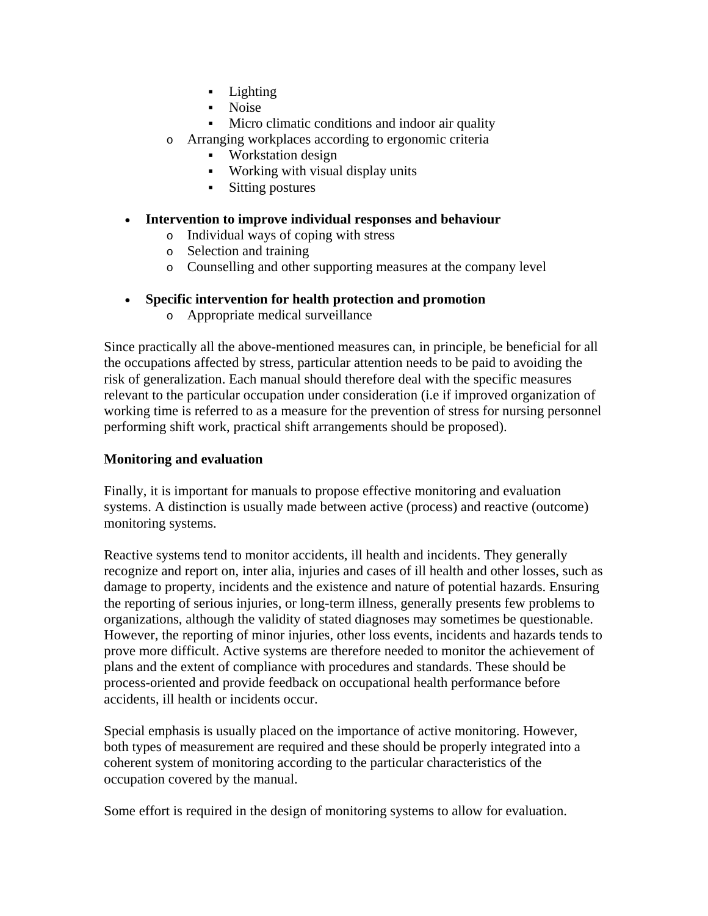- Lighting
        - Noise
        - Micro climatic conditions and indoor air quality
    - Arranging workplaces according to ergonomic criteria
        - Workstation design
        - Working with visual display units
        - Sitting postures

- **Intervention to improve individual responses and behaviour**
    - Individual ways of coping with stress
    - Selection and training
    - Counselling and other supporting measures at the company level

- **Specific intervention for health protection and promotion**
    - Appropriate medical surveillance

Since practically all the above-mentioned measures can, in principle, be beneficial for all the occupations affected by stress, particular attention needs to be paid to avoiding the risk of generalization. Each manual should therefore deal with the specific measures relevant to the particular occupation under consideration (i.e if improved organization of working time is referred to as a measure for the prevention of stress for nursing personnel performing shift work, practical shift arrangements should be proposed).

**Monitoring and evaluation**

Finally, it is important for manuals to propose effective monitoring and evaluation systems. A distinction is usually made between active (process) and reactive (outcome) monitoring systems.

Reactive systems tend to monitor accidents, ill health and incidents. They generally recognize and report on, inter alia, injuries and cases of ill health and other losses, such as damage to property, incidents and the existence and nature of potential hazards. Ensuring the reporting of serious injuries, or long-term illness, generally presents few problems to organizations, although the validity of stated diagnoses may sometimes be questionable. However, the reporting of minor injuries, other loss events, incidents and hazards tends to prove more difficult. Active systems are therefore needed to monitor the achievement of plans and the extent of compliance with procedures and standards. These should be process-oriented and provide feedback on occupational health performance before accidents, ill health or incidents occur.

Special emphasis is usually placed on the importance of active monitoring. However, both types of measurement are required and these should be properly integrated into a coherent system of monitoring according to the particular characteristics of the occupation covered by the manual.

Some effort is required in the design of monitoring systems to allow for evaluation.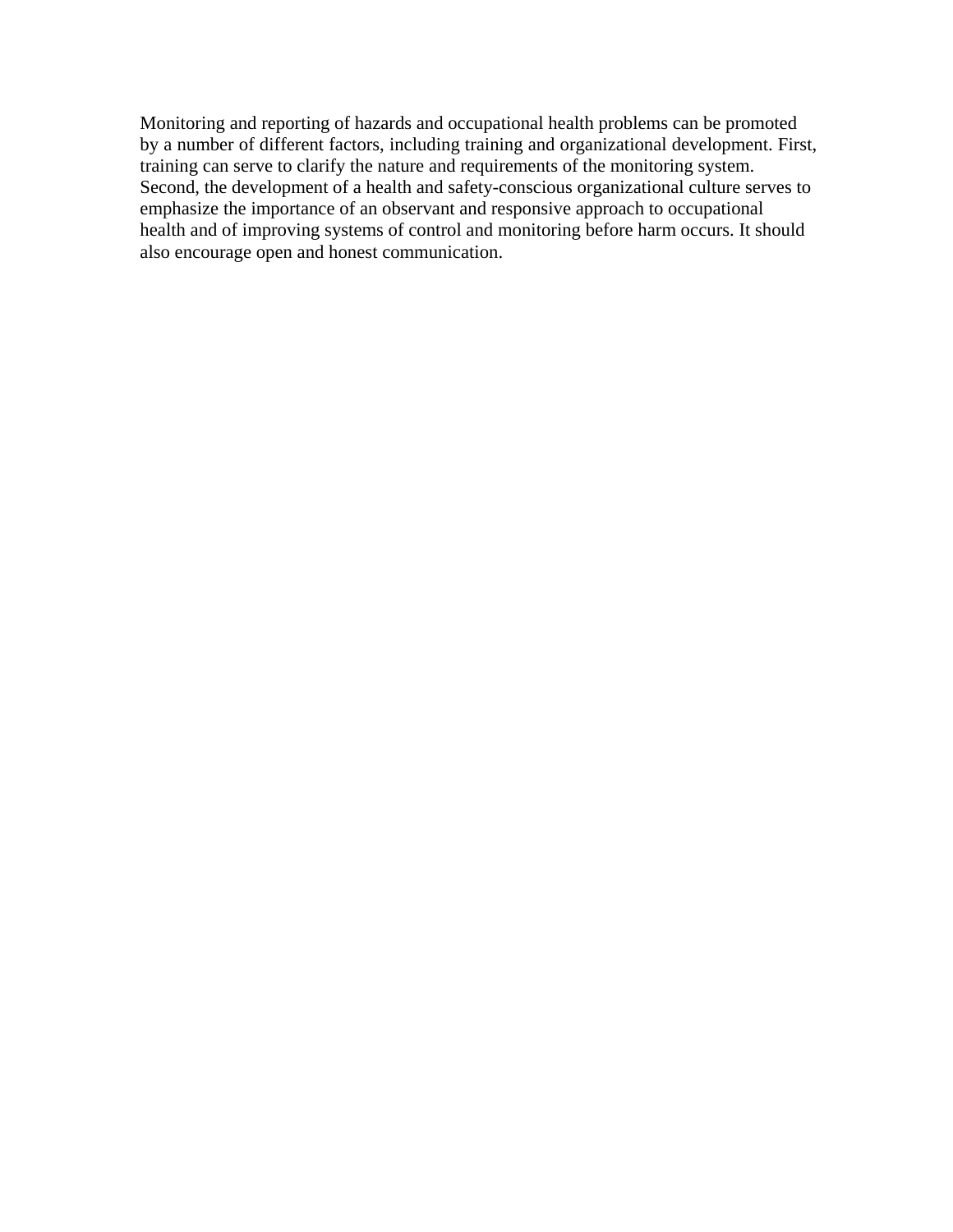Monitoring and reporting of hazards and occupational health problems can be promoted by a number of different factors, including training and organizational development. First, training can serve to clarify the nature and requirements of the monitoring system. Second, the development of a health and safety-conscious organizational culture serves to emphasize the importance of an observant and responsive approach to occupational health and of improving systems of control and monitoring before harm occurs. It should also encourage open and honest communication.